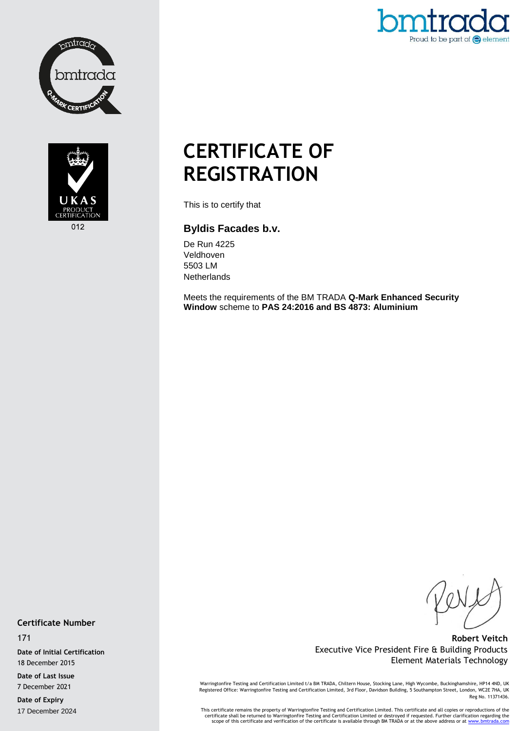# CERTIFICATE OF REGISTRATION

This is to certify that

### Byldis Facades b.v.

De Run 4225
Veldhoven
5503 LM
Netherlands

Meets the requirements of the BM TRADA **Q-Mark Enhanced Security Window** scheme to **PAS 24:2016 and BS 4873: Aluminium**

**Certificate Number**

171

**Date of Initial Certification**

18 December 2015

**Date of Last Issue**

7 December 2021

**Date of Expiry**

17 December 2024

**Robert Veitch**
Executive Vice President Fire & Building Products
Element Materials Technology

Warringtonfire Testing and Certification Limited t/a BM TRADA, Chiltern House, Stocking Lane, High Wycombe, Buckinghamshire, HP14 4ND, UK
Registered Office: Warringtonfire Testing and Certification Limited, 3rd Floor, Davidson Building, 5 Southampton Street, London, WC2E 7HA, UK
Reg No. 11371436.

This certificate remains the property of Warringtonfire Testing and Certification Limited. This certificate and all copies or reproductions of the certificate shall be returned to Warringtonfire Testing and Certification Limited or destroyed if requested. Further clarification regarding the scope of this certificate and verification of the certificate is available through BM TRADA or at the above address or at www.bmtrada.com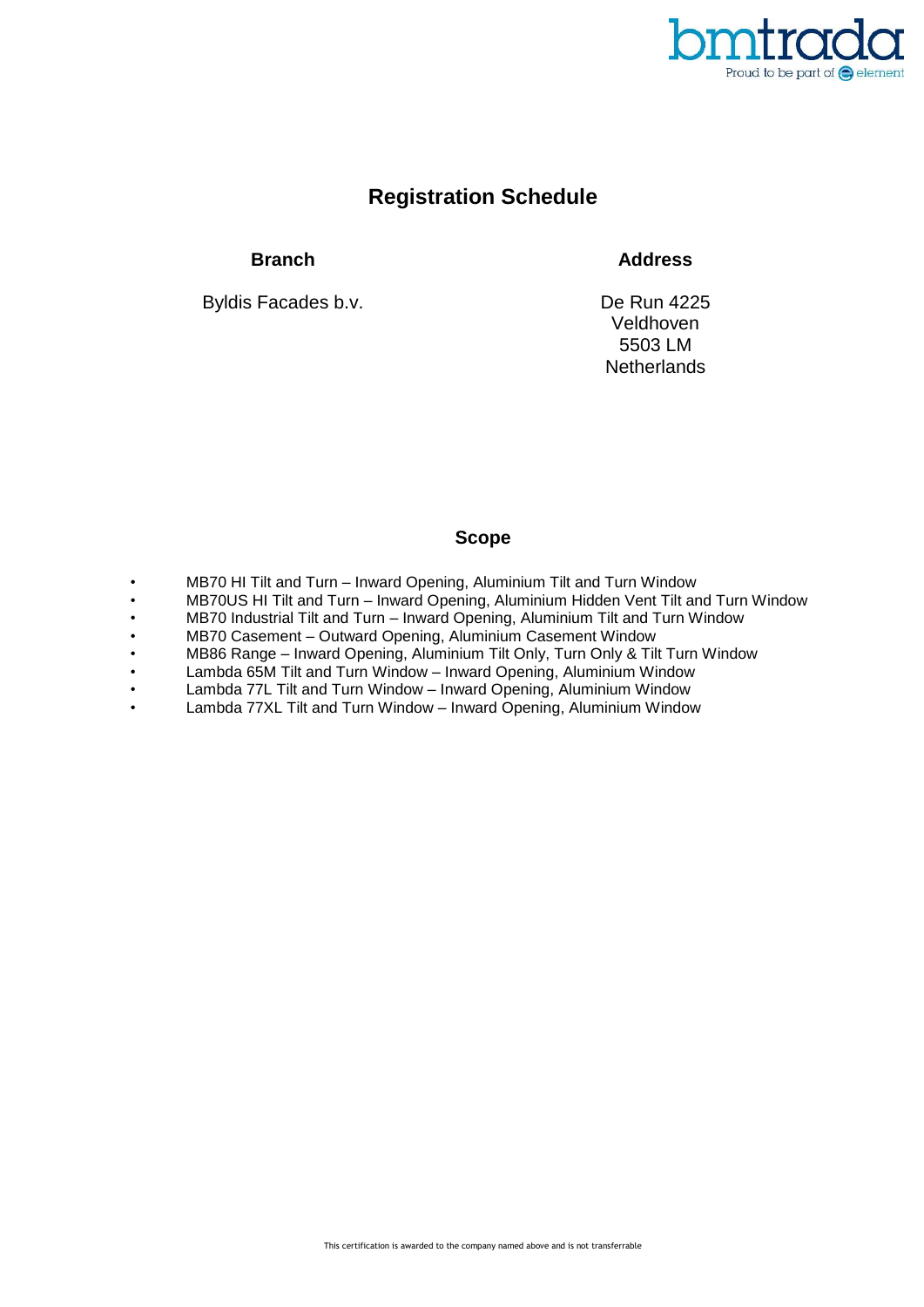# Registration Schedule

| Branch | Address |
| --- | --- |
| Byldis Facades b.v. | De Run 4225<br>Veldhoven<br>5503 LM<br>Netherlands |

## Scope

- MB70 HI Tilt and Turn – Inward Opening, Aluminium Tilt and Turn Window
- MB70US HI Tilt and Turn – Inward Opening, Aluminium Hidden Vent Tilt and Turn Window
- MB70 Industrial Tilt and Turn – Inward Opening, Aluminium Tilt and Turn Window
- MB70 Casement – Outward Opening, Aluminium Casement Window
- MB86 Range – Inward Opening, Aluminium Tilt Only, Turn Only & Tilt Turn Window
- Lambda 65M Tilt and Turn Window – Inward Opening, Aluminium Window
- Lambda 77L Tilt and Turn Window – Inward Opening, Aluminium Window
- Lambda 77XL Tilt and Turn Window – Inward Opening, Aluminium Window

This certification is awarded to the company named above and is not transferrable